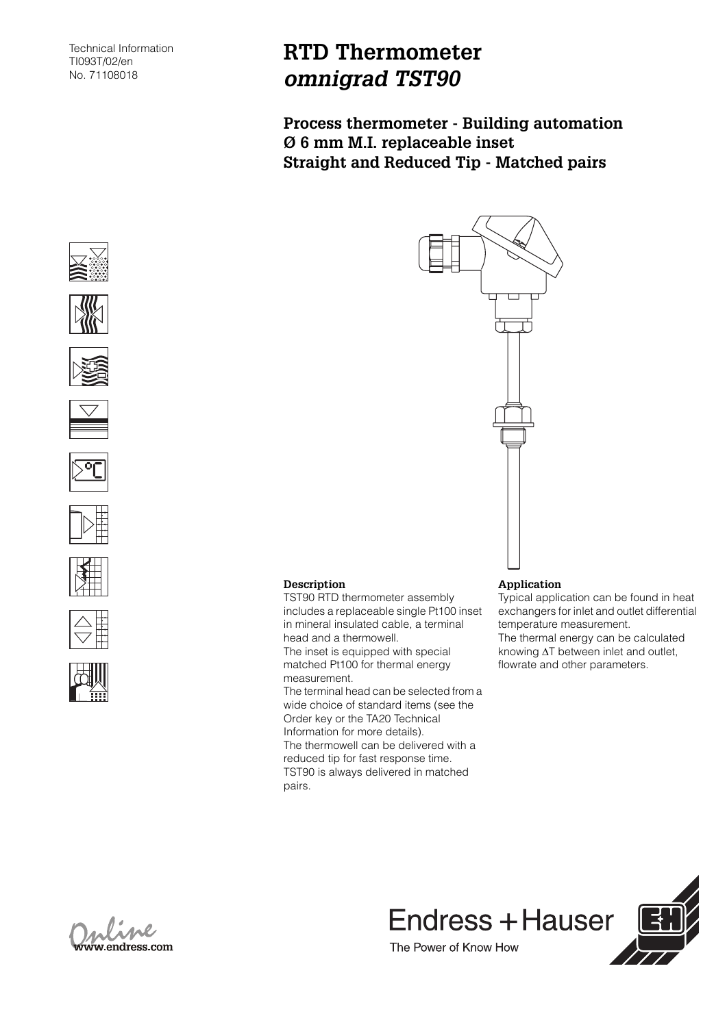Technical Information
TI093T/02/en
No. 71108018

# RTD Thermometer *omnigrad TST90*

## Process thermometer - Building automation Ø 6 mm M.I. replaceable inset Straight and Reduced Tip - Matched pairs

### Description

TST90 RTD thermometer assembly includes a replaceable single Pt100 inset in mineral insulated cable, a terminal head and a thermowell.
The inset is equipped with special matched Pt100 for thermal energy measurement.
The terminal head can be selected from a wide choice of standard items (see the Order key or the TA20 Technical Information for more details).
The thermowell can be delivered with a reduced tip for fast response time.
TST90 is always delivered in matched pairs.

### Application

Typical application can be found in heat exchangers for inlet and outlet differential temperature measurement.
The thermal energy can be calculated knowing $\Delta T$ between inlet and outlet, flowrate and other parameters.

Online
www.endress.com

Endress + Hauser
The Power of Know How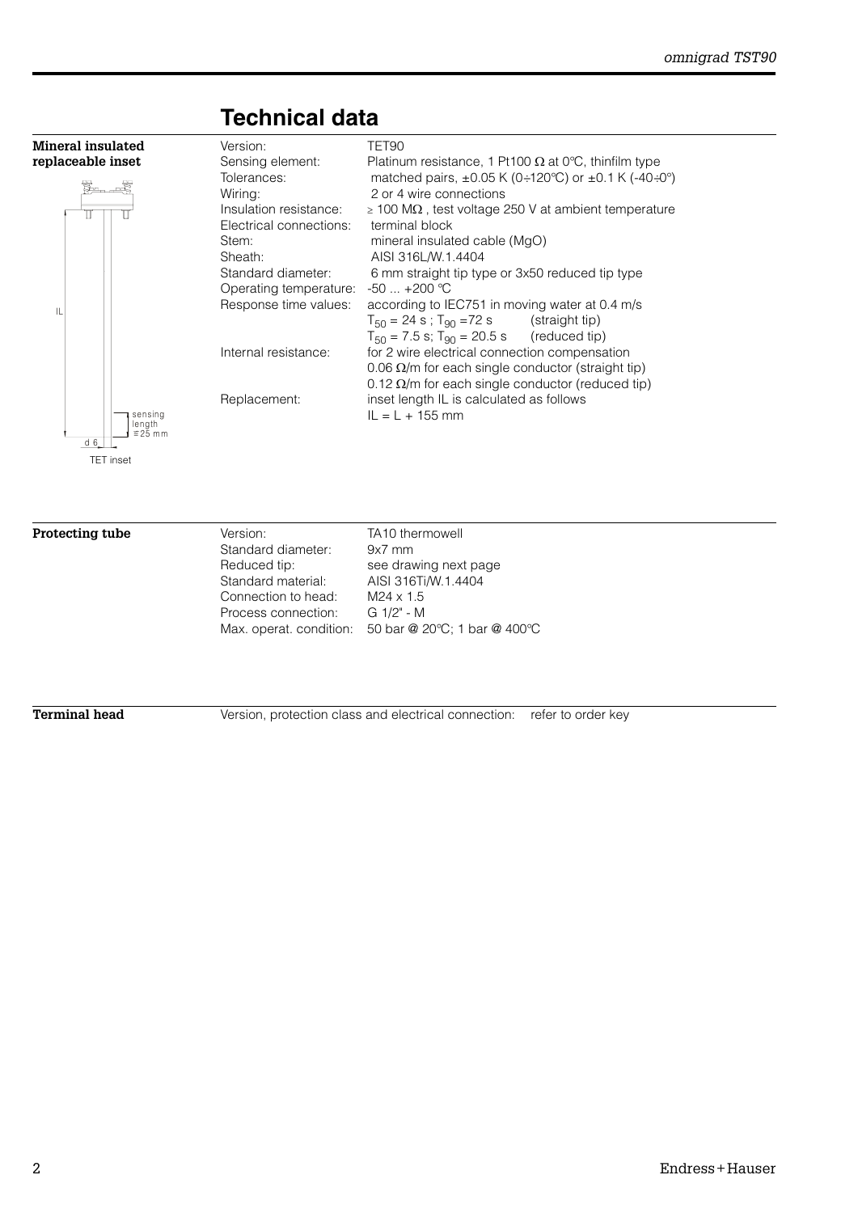# Technical data

## Mineral insulated replaceable inset

| | |
|---|---|
| Version: | TET90 |
| Sensing element: | Platinum resistance, 1 Pt100 Ω at 0°C, thinfilm type |
| Tolerances: | matched pairs, ±0.05 K (0÷120°C) or ±0.1 K (-40÷0°) |
| Wiring: | 2 or 4 wire connections |
| Insulation resistance: | ≥ 100 MΩ , test voltage 250 V at ambient temperature |
| Electrical connections: | terminal block |
| Stem: | mineral insulated cable (MgO) |
| Sheath: | AISI 316L/W.1.4404 |
| Standard diameter: | 6 mm straight tip type or 3x50 reduced tip type |
| Operating temperature: | -50 ... +200 °C |
| Response time values: | according to IEC751 in moving water at 0.4 m/s<br>$T_{50}$ = 24 s ; $T_{90}$ =72 s (straight tip)<br>$T_{50}$ = 7.5 s; $T_{90}$ = 20.5 s (reduced tip) |
| Internal resistance: | for 2 wire electrical connection compensation<br>0.06 Ω/m for each single conductor (straight tip)<br>0.12 Ω/m for each single conductor (reduced tip) |
| Replacement: | inset length IL is calculated as follows<br>IL = L + 155 mm |

IL

sensing length ≡25 mm

d 6

TET inset

## Protecting tube

| | |
|---|---|
| Version: | TA10 thermowell |
| Standard diameter: | 9x7 mm |
| Reduced tip: | see drawing next page |
| Standard material: | AISI 316Ti/W.1.4404 |
| Connection to head: | M24 x 1.5 |
| Process connection: | G 1/2" - M |
| Max. operat. condition: | 50 bar @ 20°C; 1 bar @ 400°C |

## Terminal head

Version, protection class and electrical connection: refer to order key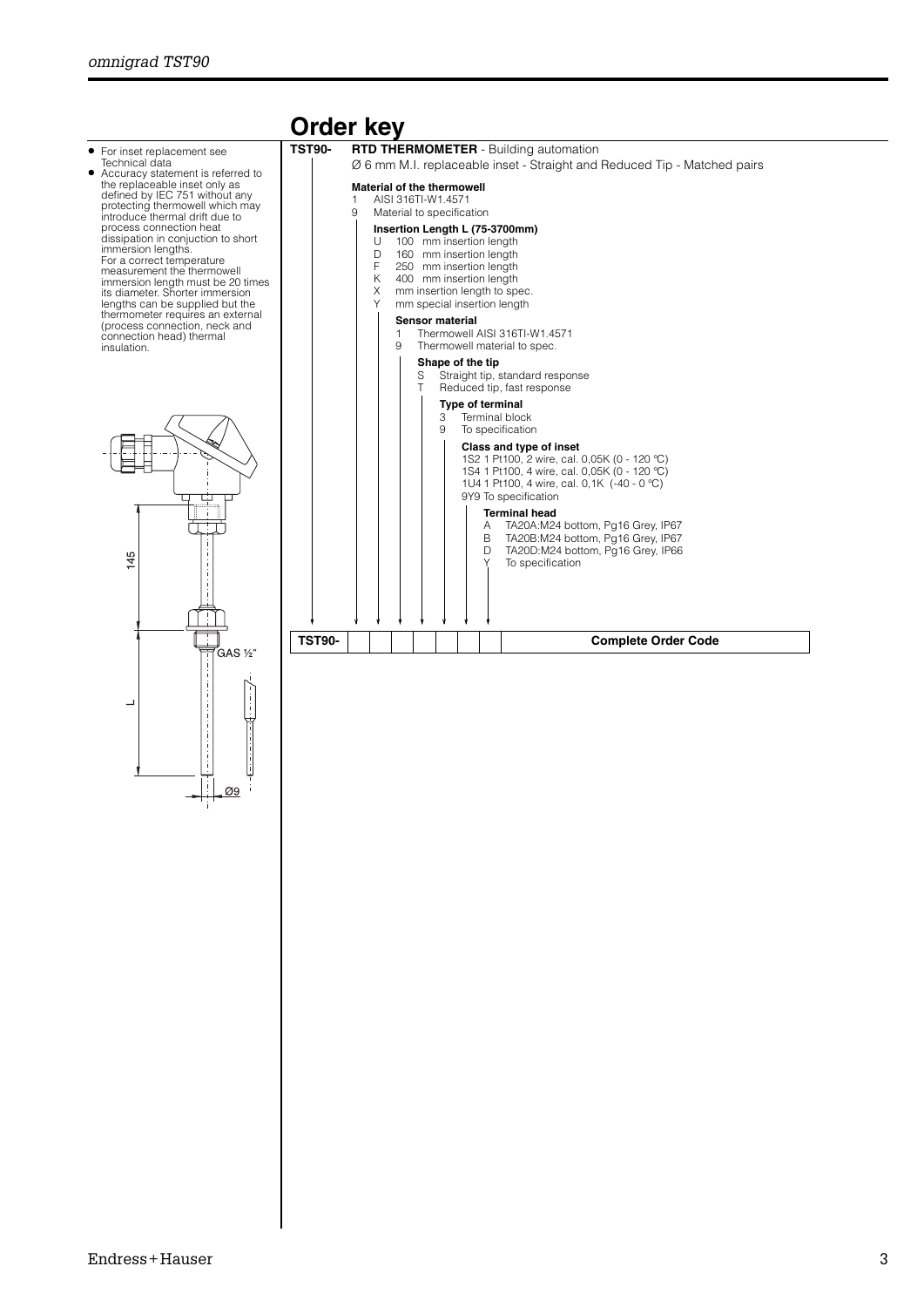## Order key

- For inset replacement see Technical data
- Accuracy statement is referred to the replaceable inset only as defined by IEC 751 without any protecting thermowell which may introduce thermal drift due to process connection heat dissipation in conjuction to short immersion lengths. For a correct temperature measurement the thermowell immersion length must be 20 times its diameter. Shorter immersion lengths can be supplied but the thermometer requires an external (process connection, neck and connection head) thermal insulation.

145

GAS ½"

L

Ø9

**TST90-** **RTD THERMOMETER** - Building automation

Ø 6 mm M.I. replaceable inset - Straight and Reduced Tip - Matched pairs

**Material of the thermowell**

- 1 AISI 316TI-W1.4571
- 9 Material to specification

**Insertion Length L (75-3700mm)**

- U 100 mm insertion length
- D 160 mm insertion length
- F 250 mm insertion length
- K 400 mm insertion length
- X mm insertion length to spec.
- Y mm special insertion length

**Sensor material**

- 1 Thermowell AISI 316TI-W1.4571
- 9 Thermowell material to spec.

**Shape of the tip**

- S Straight tip, standard response
- T Reduced tip, fast response

**Type of terminal**

- 3 Terminal block
- 9 To specification

**Class and type of inset**

- 1S2 1 Pt100, 2 wire, cal. 0,05K (0 - 120 °C)
- 1S4 1 Pt100, 4 wire, cal. 0,05K (0 - 120 °C)
- 1U4 1 Pt100, 4 wire, cal. 0,1K (-40 - 0 °C)
- 9Y9 To specification

**Terminal head**

- A TA20A:M24 bottom, Pg16 Grey, IP67
- B TA20B:M24 bottom, Pg16 Grey, IP67
- D TA20D:M24 bottom, Pg16 Grey, IP66
- Y To specification

| TST90- | | | | | | | | Complete Order Code |
|---|---|---|---|---|---|---|---|---|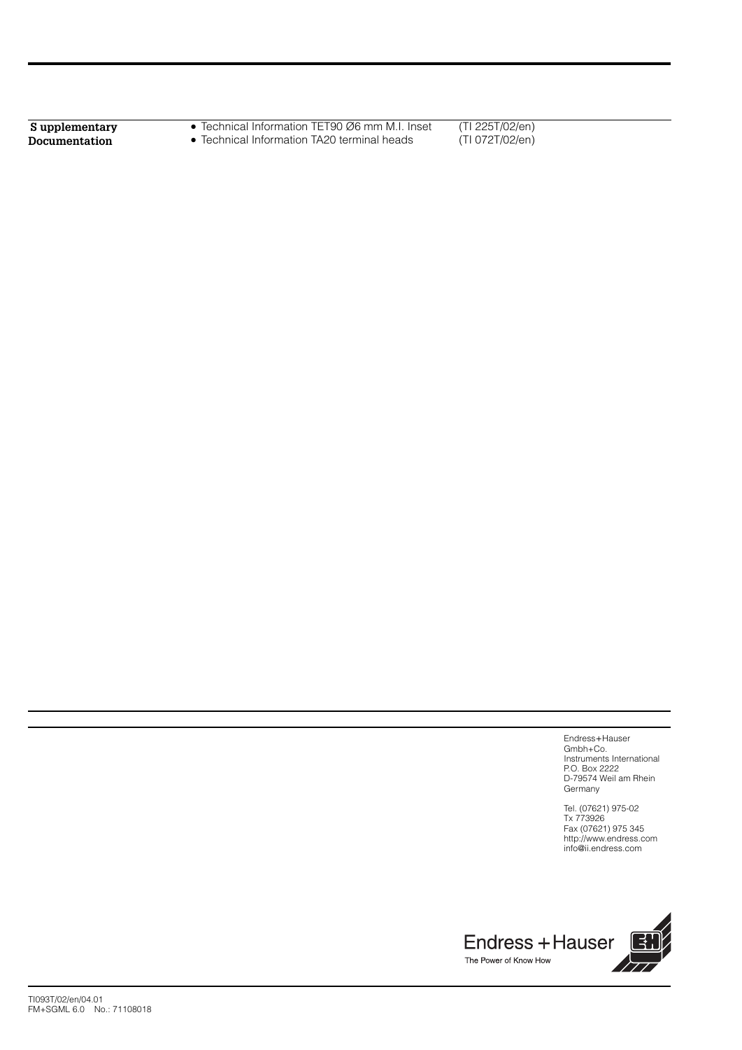**Supplementary Documentation**

- Technical Information TET90 Ø6 mm M.I. Inset (TI 225T/02/en)
- Technical Information TA20 terminal heads (TI 072T/02/en)

Endress+Hauser
Gmbh+Co.
Instruments International
P.O. Box 2222
D-79574 Weil am Rhein
Germany

Tel. (07621) 975-02
Tx 773926
Fax (07621) 975 345
http://www.endress.com
info@ii.endress.com

Endress + Hauser
The Power of Know How

TI093T/02/en/04.01
FM+SGML 6.0 No.: 71108018